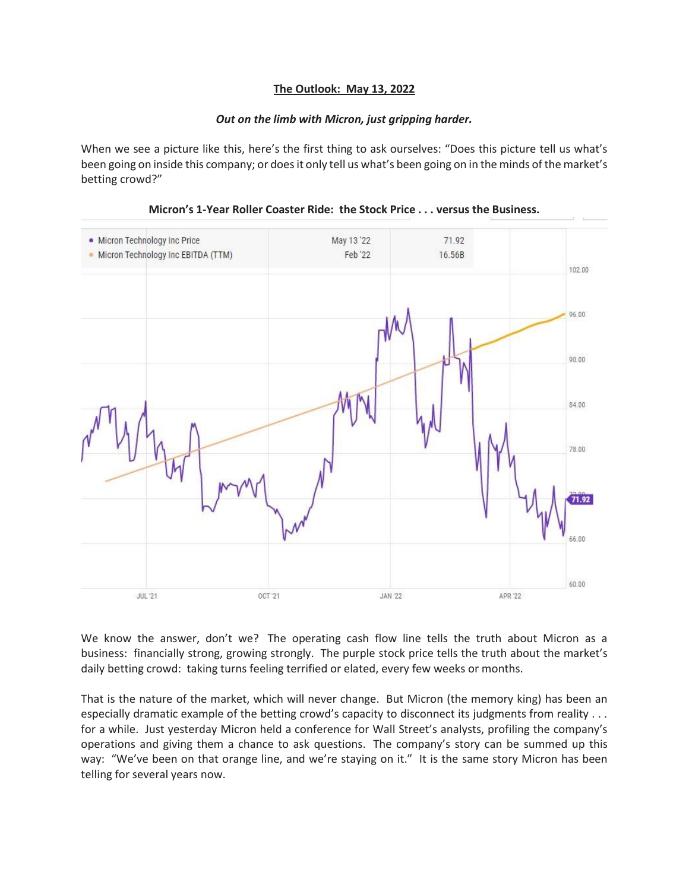# The Outlook: May 13, 2022

***Out on the limb with Micron, just gripping harder.***

When we see a picture like this, here's the first thing to ask ourselves: "Does this picture tell us what's been going on inside this company; or does it only tell us what's been going on in the minds of the market's betting crowd?"

**Micron's 1-Year Roller Coaster Ride: the Stock Price . . . versus the Business.**

| | | |
|---|---|---|
| Micron Technology Inc Price | May 13 '22 | 71.92 |
| Micron Technology Inc EBITDA (TTM) | Feb '22 | 16.56B |

We know the answer, don't we? The operating cash flow line tells the truth about Micron as a business: financially strong, growing strongly. The purple stock price tells the truth about the market's daily betting crowd: taking turns feeling terrified or elated, every few weeks or months.

That is the nature of the market, which will never change. But Micron (the memory king) has been an especially dramatic example of the betting crowd's capacity to disconnect its judgments from reality . . . for a while. Just yesterday Micron held a conference for Wall Street's analysts, profiling the company's operations and giving them a chance to ask questions. The company's story can be summed up this way: "We've been on that orange line, and we're staying on it." It is the same story Micron has been telling for several years now.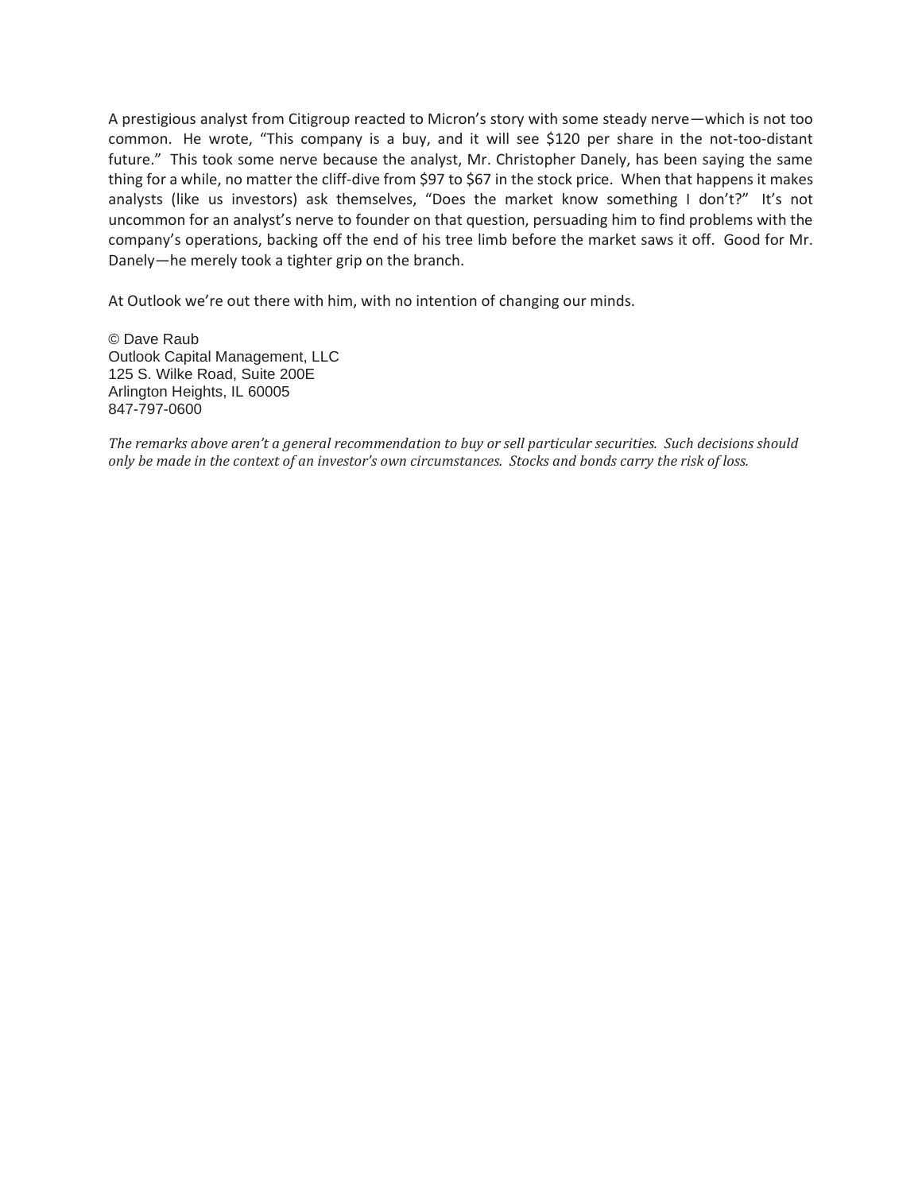A prestigious analyst from Citigroup reacted to Micron's story with some steady nerve—which is not too common. He wrote, "This company is a buy, and it will see $120 per share in the not-too-distant future." This took some nerve because the analyst, Mr. Christopher Danely, has been saying the same thing for a while, no matter the cliff-dive from $97 to $67 in the stock price. When that happens it makes analysts (like us investors) ask themselves, "Does the market know something I don't?" It's not uncommon for an analyst's nerve to founder on that question, persuading him to find problems with the company's operations, backing off the end of his tree limb before the market saws it off. Good for Mr. Danely—he merely took a tighter grip on the branch.

At Outlook we're out there with him, with no intention of changing our minds.

© Dave Raub
Outlook Capital Management, LLC
125 S. Wilke Road, Suite 200E
Arlington Heights, IL 60005
847-797-0600

*The remarks above aren't a general recommendation to buy or sell particular securities. Such decisions should only be made in the context of an investor's own circumstances. Stocks and bonds carry the risk of loss.*